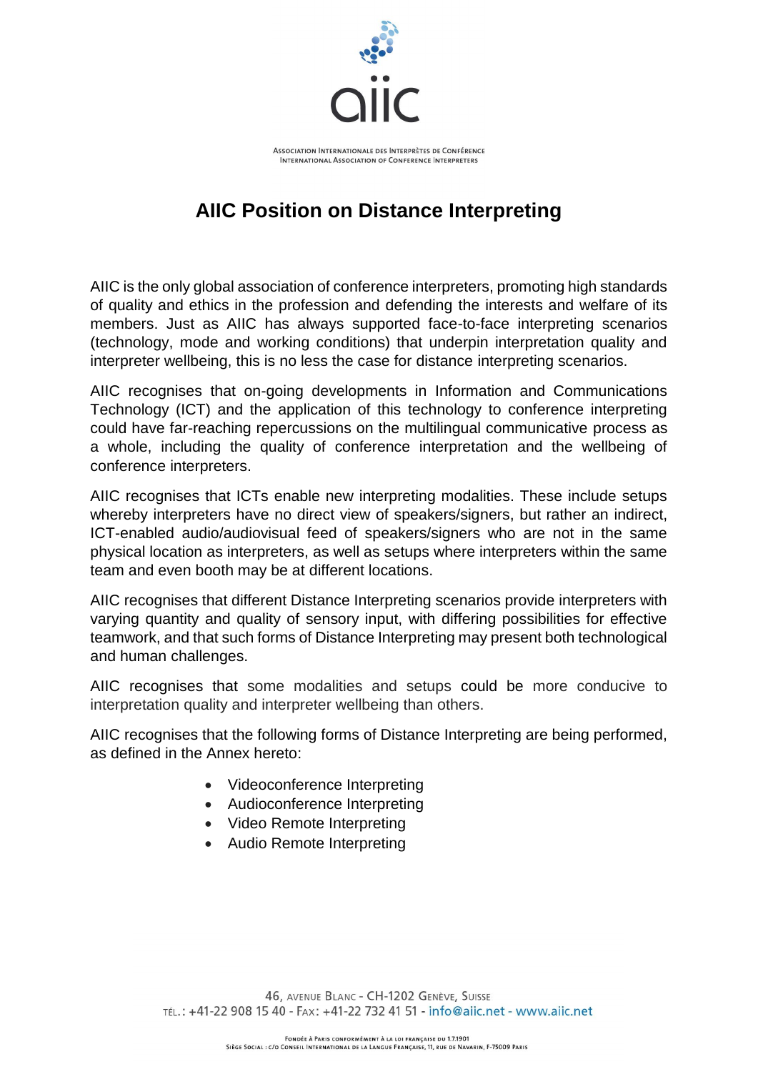# AIIC Position on Distance Interpreting

AIIC is the only global association of conference interpreters, promoting high standards of quality and ethics in the profession and defending the interests and welfare of its members. Just as AIIC has always supported face-to-face interpreting scenarios (technology, mode and working conditions) that underpin interpretation quality and interpreter wellbeing, this is no less the case for distance interpreting scenarios.

AIIC recognises that on-going developments in Information and Communications Technology (ICT) and the application of this technology to conference interpreting could have far-reaching repercussions on the multilingual communicative process as a whole, including the quality of conference interpretation and the wellbeing of conference interpreters.

AIIC recognises that ICTs enable new interpreting modalities. These include setups whereby interpreters have no direct view of speakers/signers, but rather an indirect, ICT-enabled audio/audiovisual feed of speakers/signers who are not in the same physical location as interpreters, as well as setups where interpreters within the same team and even booth may be at different locations.

AIIC recognises that different Distance Interpreting scenarios provide interpreters with varying quantity and quality of sensory input, with differing possibilities for effective teamwork, and that such forms of Distance Interpreting may present both technological and human challenges.

AIIC recognises that some modalities and setups could be more conducive to interpretation quality and interpreter wellbeing than others.

AIIC recognises that the following forms of Distance Interpreting are being performed, as defined in the Annex hereto:

- Videoconference Interpreting
- Audioconference Interpreting
- Video Remote Interpreting
- Audio Remote Interpreting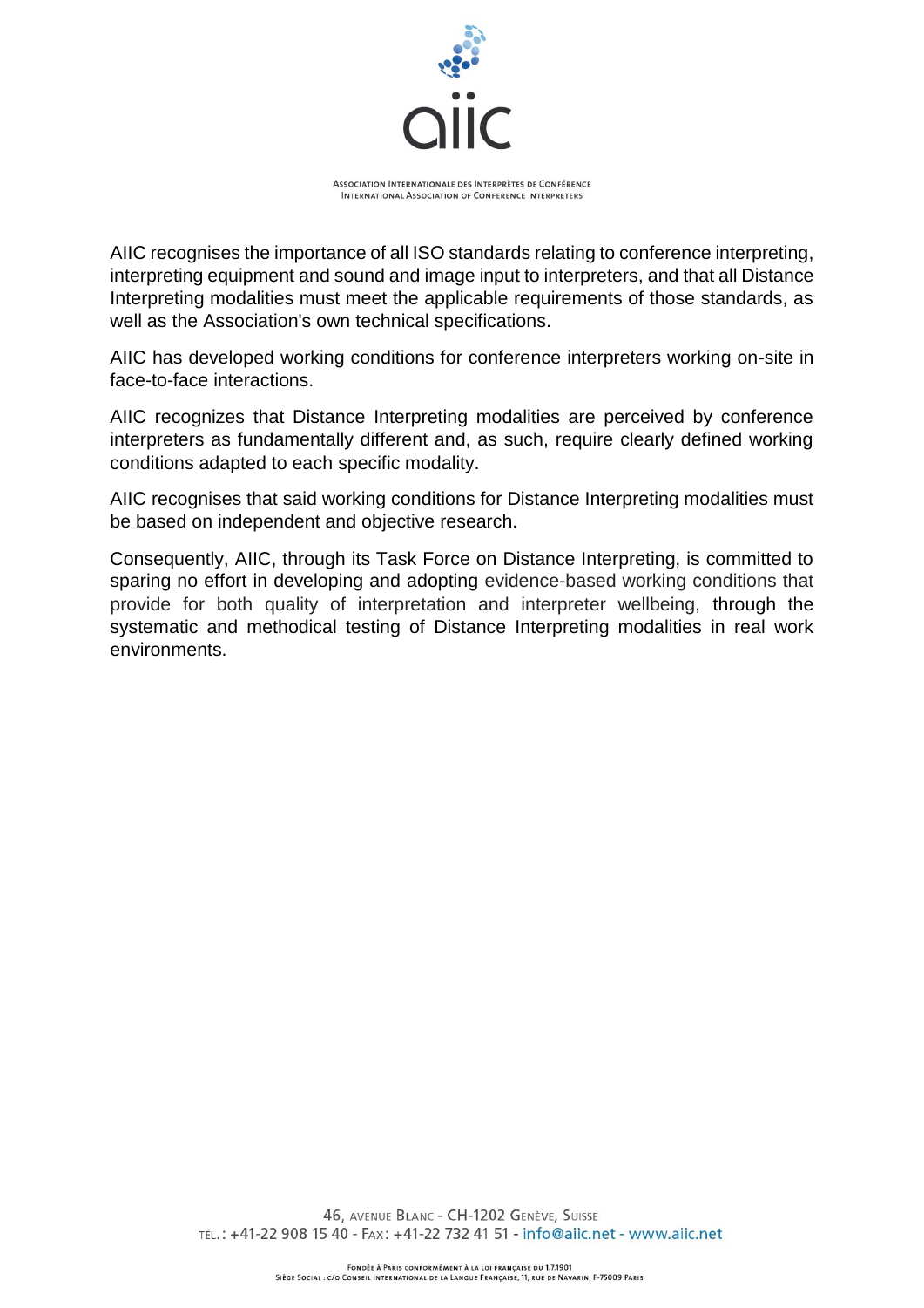AIIC recognises the importance of all ISO standards relating to conference interpreting, interpreting equipment and sound and image input to interpreters, and that all Distance Interpreting modalities must meet the applicable requirements of those standards, as well as the Association's own technical specifications.

AIIC has developed working conditions for conference interpreters working on-site in face-to-face interactions.

AIIC recognizes that Distance Interpreting modalities are perceived by conference interpreters as fundamentally different and, as such, require clearly defined working conditions adapted to each specific modality.

AIIC recognises that said working conditions for Distance Interpreting modalities must be based on independent and objective research.

Consequently, AIIC, through its Task Force on Distance Interpreting, is committed to sparing no effort in developing and adopting evidence-based working conditions that provide for both quality of interpretation and interpreter wellbeing, through the systematic and methodical testing of Distance Interpreting modalities in real work environments.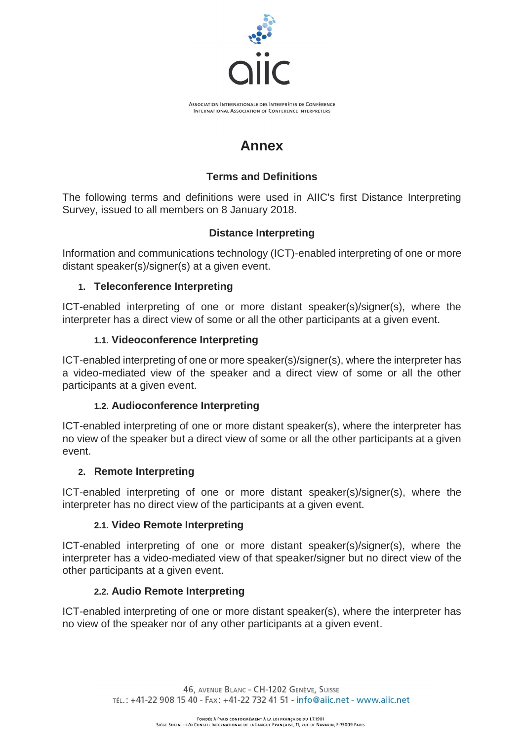ASSOCIATION INTERNATIONALE DES INTERPRÈTES DE CONFÉRENCE
INTERNATIONAL ASSOCIATION OF CONFERENCE INTERPRETERS

# Annex

## Terms and Definitions

The following terms and definitions were used in AIIC's first Distance Interpreting Survey, issued to all members on 8 January 2018.

## Distance Interpreting

Information and communications technology (ICT)-enabled interpreting of one or more distant speaker(s)/signer(s) at a given event.

### 1. Teleconference Interpreting

ICT-enabled interpreting of one or more distant speaker(s)/signer(s), where the interpreter has a direct view of some or all the other participants at a given event.

#### 1.1. Videoconference Interpreting

ICT-enabled interpreting of one or more speaker(s)/signer(s), where the interpreter has a video-mediated view of the speaker and a direct view of some or all the other participants at a given event.

#### 1.2. Audioconference Interpreting

ICT-enabled interpreting of one or more distant speaker(s), where the interpreter has no view of the speaker but a direct view of some or all the other participants at a given event.

### 2. Remote Interpreting

ICT-enabled interpreting of one or more distant speaker(s)/signer(s), where the interpreter has no direct view of the participants at a given event.

#### 2.1. Video Remote Interpreting

ICT-enabled interpreting of one or more distant speaker(s)/signer(s), where the interpreter has a video-mediated view of that speaker/signer but no direct view of the other participants at a given event.

#### 2.2. Audio Remote Interpreting

ICT-enabled interpreting of one or more distant speaker(s), where the interpreter has no view of the speaker nor of any other participants at a given event.

46, AVENUE BLANC - CH-1202 GENÈVE, SUISSE
TÉL.: +41-22 908 15 40 - FAX: +41-22 732 41 51 - info@aiic.net - www.aiic.net

FONDÉE À PARIS CONFORMÉMENT À LA LOI FRANÇAISE DU 1.7.1901
SIÈGE SOCIAL : C/O CONSEIL INTERNATIONAL DE LA LANGUE FRANÇAISE, 11, RUE DE NAVARIN, F-75009 PARIS